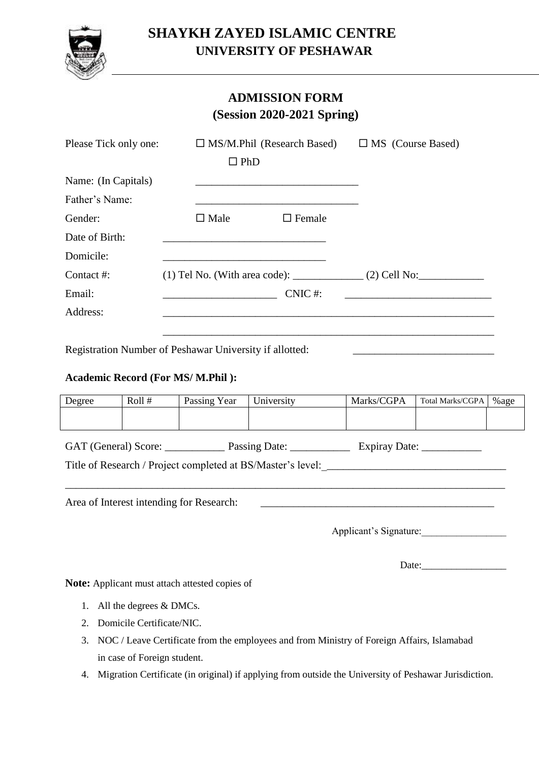# SHAYKH ZAYED ISLAMIC CENTRE
## UNIVERSITY OF PESHAWAR

## ADMISSION FORM
## (Session 2020-2021 Spring)

Please Tick only one: ☐ MS/M.Phil (Research Based) ☐ MS (Course Based) ☐ PhD

Name: (In Capitals) ______________________________

Father's Name: ______________________________

Gender: ☐ Male ☐ Female

Date of Birth: ______________________________

Domicile: ______________________________

Contact #: (1) Tel No. (With area code): _____________ (2) Cell No:____________

Email: _____________________ CNIC #: ___________________________

Address: ______________________________________________________________

______________________________________________________________

Registration Number of Peshawar University if allotted: __________________________

**Academic Record (For MS/ M.Phil ):**

| Degree | Roll # | Passing Year | University | Marks/CGPA | Total Marks/CGPA | %age |
|---|---|---|---|---|---|---|
| | | | | | | |

GAT (General) Score: ___________ Passing Date: ___________ Expiray Date: ___________

Title of Research / Project completed at BS/Master's level:_________________________________

_________________________________________________________________________________

Area of Interest intending for Research: ____________________________________________

Applicant's Signature:_________________

Date:_________________

**Note:** Applicant must attach attested copies of

1. All the degrees & DMCs.
2. Domicile Certificate/NIC.
3. NOC / Leave Certificate from the employees and from Ministry of Foreign Affairs, Islamabad in case of Foreign student.
4. Migration Certificate (in original) if applying from outside the University of Peshawar Jurisdiction.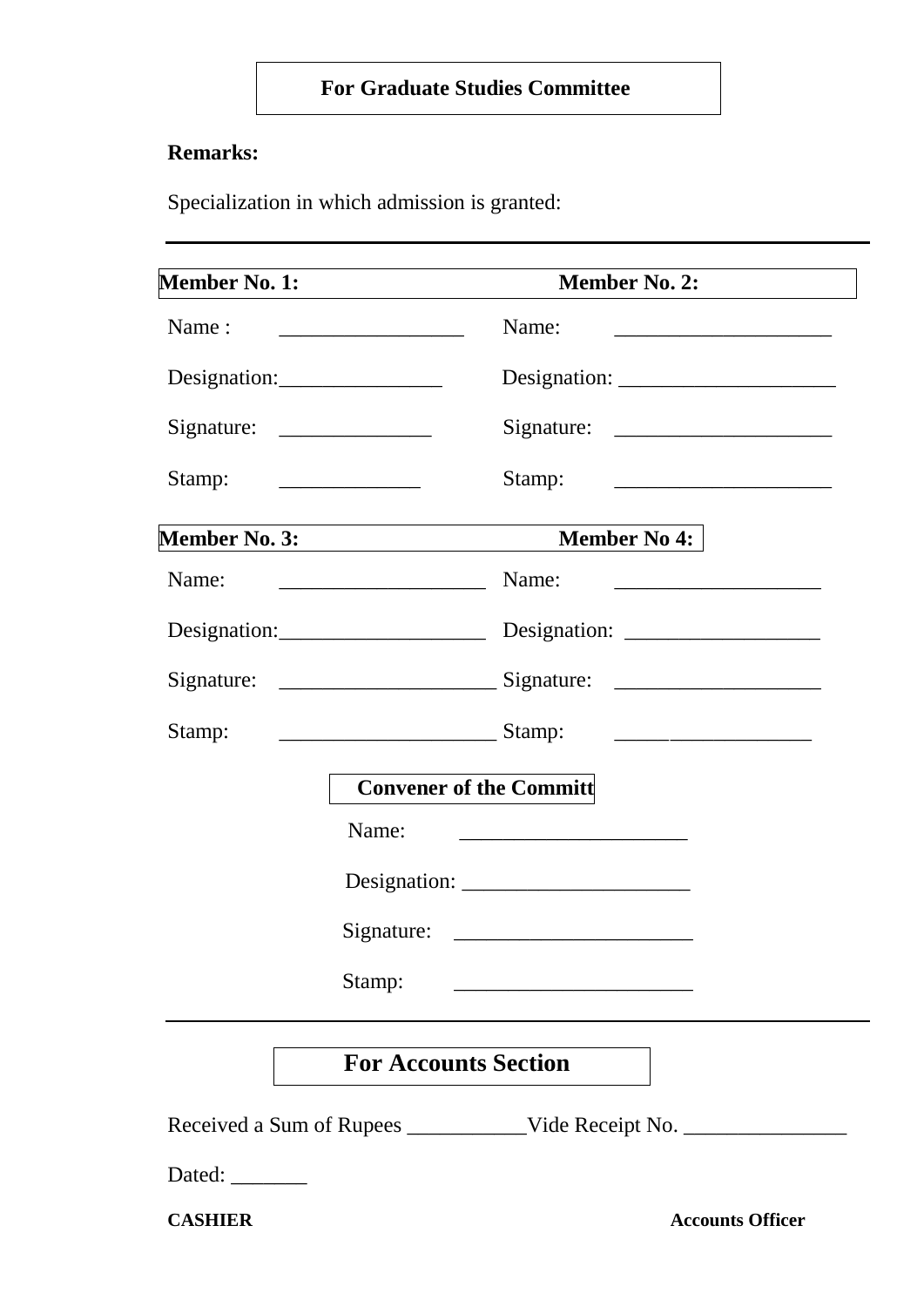**For Graduate Studies Committee**

**Remarks:**

Specialization in which admission is granted:

---

| **Member No. 1:** | | **Member No. 2:** | |
|---|---|---|---|
| Name : | _________________ | Name: | ____________________ |
| Designation: | _______________ | Designation: | ____________________ |
| Signature: | ______________ | Signature: | ____________________ |
| Stamp: | _____________ | Stamp: | ____________________ |

| **Member No. 3:** | | **Member No 4:** | |
|---|---|---|---|
| Name: | ___________________ | Name: | ___________________ |
| Designation: | ___________________ | Designation: | __________________ |
| Signature: | ____________________ | Signature: | ___________________ |
| Stamp: | ____________________ | Stamp: | __________________ |

**Convener of the Committ**

Name: _____________________

Designation: _____________________

Signature: ______________________

Stamp: ______________________

---

**For Accounts Section**

Received a Sum of Rupees ___________Vide Receipt No. _______________

Dated: _______

**CASHIER** **Accounts Officer**